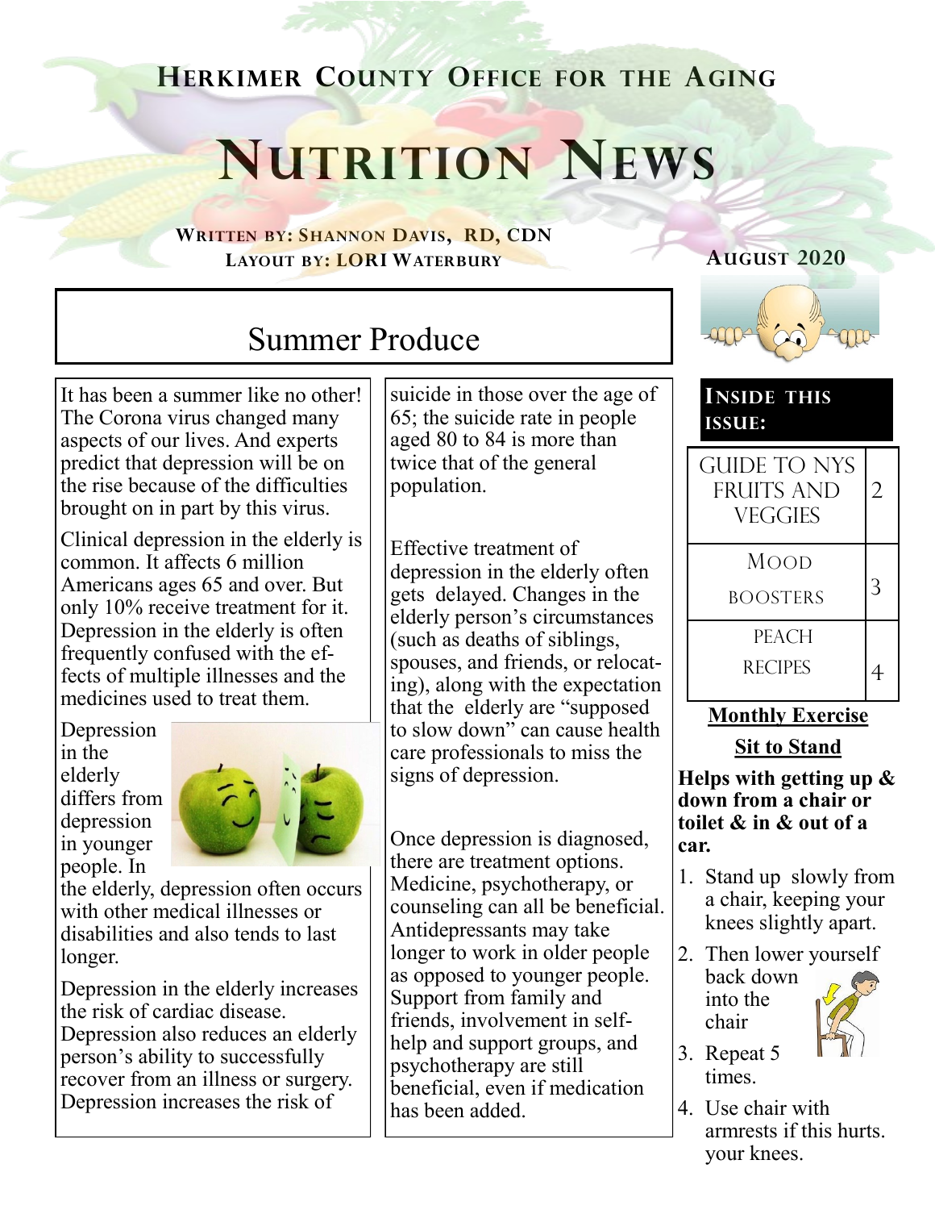# Herkimer County Office for the Aging

# Nutrition News

**Written by: Shannon Davis, RD, CDN**
**Layout by: LORI Waterbury**

**August 2020**

## Summer Produce

It has been a summer like no other! The Corona virus changed many aspects of our lives. And experts predict that depression will be on the rise because of the difficulties brought on in part by this virus.

Clinical depression in the elderly is common. It affects 6 million Americans ages 65 and over. But only 10% receive treatment for it. Depression in the elderly is often frequently confused with the effects of multiple illnesses and the medicines used to treat them.

Depression in the elderly differs from depression in younger people. In the elderly, depression often occurs with other medical illnesses or disabilities and also tends to last longer.

Depression in the elderly increases the risk of cardiac disease. Depression also reduces an elderly person's ability to successfully recover from an illness or surgery. Depression increases the risk of suicide in those over the age of 65; the suicide rate in people aged 80 to 84 is more than twice that of the general population.

Effective treatment of depression in the elderly often gets delayed. Changes in the elderly person's circumstances (such as deaths of siblings, spouses, and friends, or relocating), along with the expectation that the elderly are "supposed to slow down" can cause health care professionals to miss the signs of depression.

Once depression is diagnosed, there are treatment options. Medicine, psychotherapy, or counseling can all be beneficial. Antidepressants may take longer to work in older people as opposed to younger people. Support from family and friends, involvement in self-help and support groups, and psychotherapy are still beneficial, even if medication has been added.

### Inside this issue:

| | |
|---|---|
| Guide to NYS Fruits and Veggies | 2 |
| Mood Boosters | 3 |
| Peach Recipes | 4 |

### Monthly Exercise

### Sit to Stand

**Helps with getting up & down from a chair or toilet & in & out of a car.**

1. Stand up slowly from a chair, keeping your knees slightly apart.
2. Then lower yourself back down into the chair
3. Repeat 5 times.
4. Use chair with armrests if this hurts. your knees.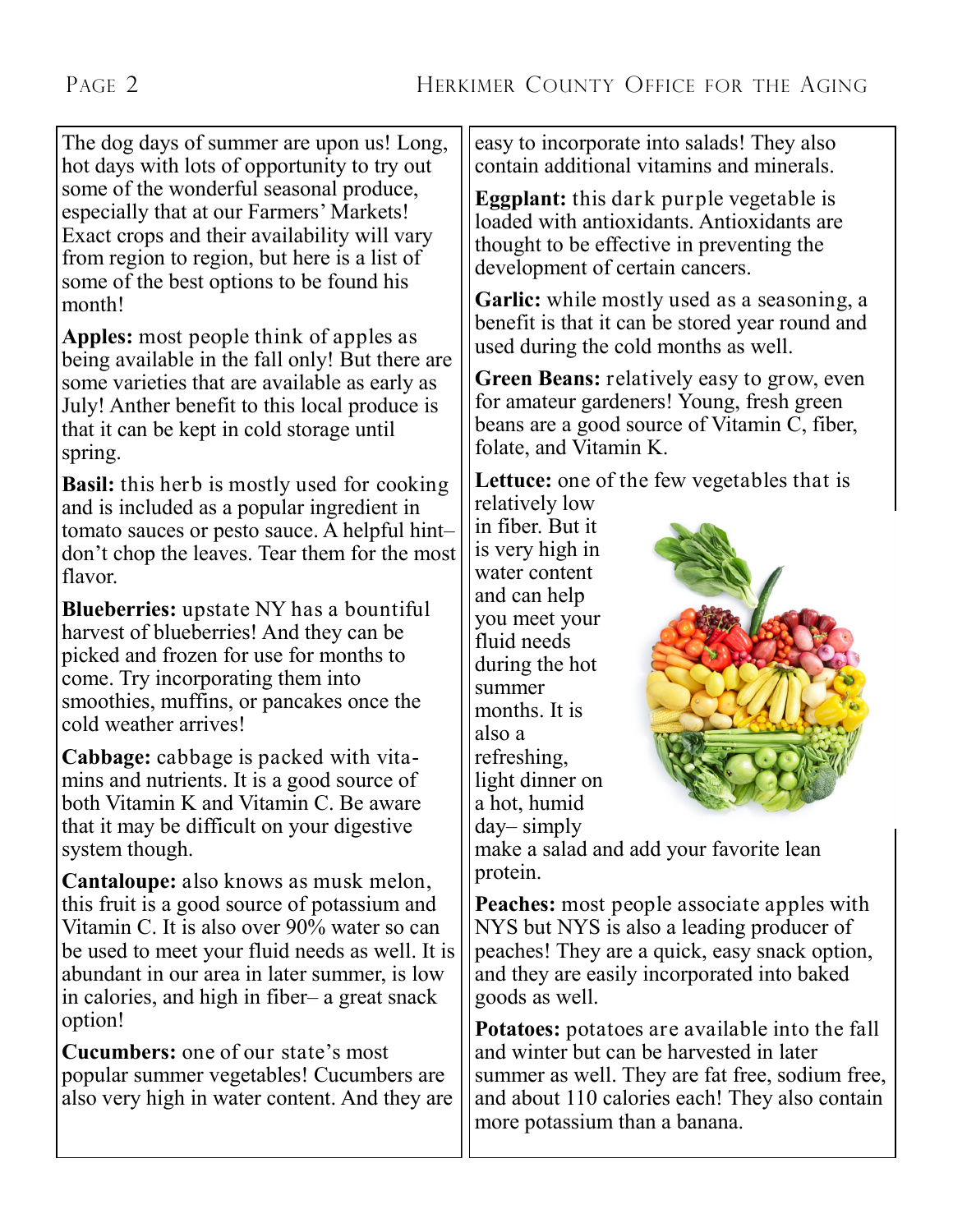The dog days of summer are upon us! Long, hot days with lots of opportunity to try out some of the wonderful seasonal produce, especially that at our Farmers' Markets! Exact crops and their availability will vary from region to region, but here is a list of some of the best options to be found his month!

**Apples:** most people think of apples as being available in the fall only! But there are some varieties that are available as early as July! Anther benefit to this local produce is that it can be kept in cold storage until spring.

**Basil:** this herb is mostly used for cooking and is included as a popular ingredient in tomato sauces or pesto sauce. A helpful hint– don't chop the leaves. Tear them for the most flavor.

**Blueberries:** upstate NY has a bountiful harvest of blueberries! And they can be picked and frozen for use for months to come. Try incorporating them into smoothies, muffins, or pancakes once the cold weather arrives!

**Cabbage:** cabbage is packed with vitamins and nutrients. It is a good source of both Vitamin K and Vitamin C. Be aware that it may be difficult on your digestive system though.

**Cantaloupe:** also knows as musk melon, this fruit is a good source of potassium and Vitamin C. It is also over 90% water so can be used to meet your fluid needs as well. It is abundant in our area in later summer, is low in calories, and high in fiber– a great snack option!

**Cucumbers:** one of our state's most popular summer vegetables! Cucumbers are also very high in water content. And they are easy to incorporate into salads! They also contain additional vitamins and minerals.

**Eggplant:** this dark purple vegetable is loaded with antioxidants. Antioxidants are thought to be effective in preventing the development of certain cancers.

**Garlic:** while mostly used as a seasoning, a benefit is that it can be stored year round and used during the cold months as well.

**Green Beans:** relatively easy to grow, even for amateur gardeners! Young, fresh green beans are a good source of Vitamin C, fiber, folate, and Vitamin K.

**Lettuce:** one of the few vegetables that is relatively low in fiber. But it is very high in water content and can help you meet your fluid needs during the hot summer months. It is also a refreshing, light dinner on a hot, humid day– simply make a salad and add your favorite lean protein.

**Peaches:** most people associate apples with NYS but NYS is also a leading producer of peaches! They are a quick, easy snack option, and they are easily incorporated into baked goods as well.

**Potatoes:** potatoes are available into the fall and winter but can be harvested in later summer as well. They are fat free, sodium free, and about 110 calories each! They also contain more potassium than a banana.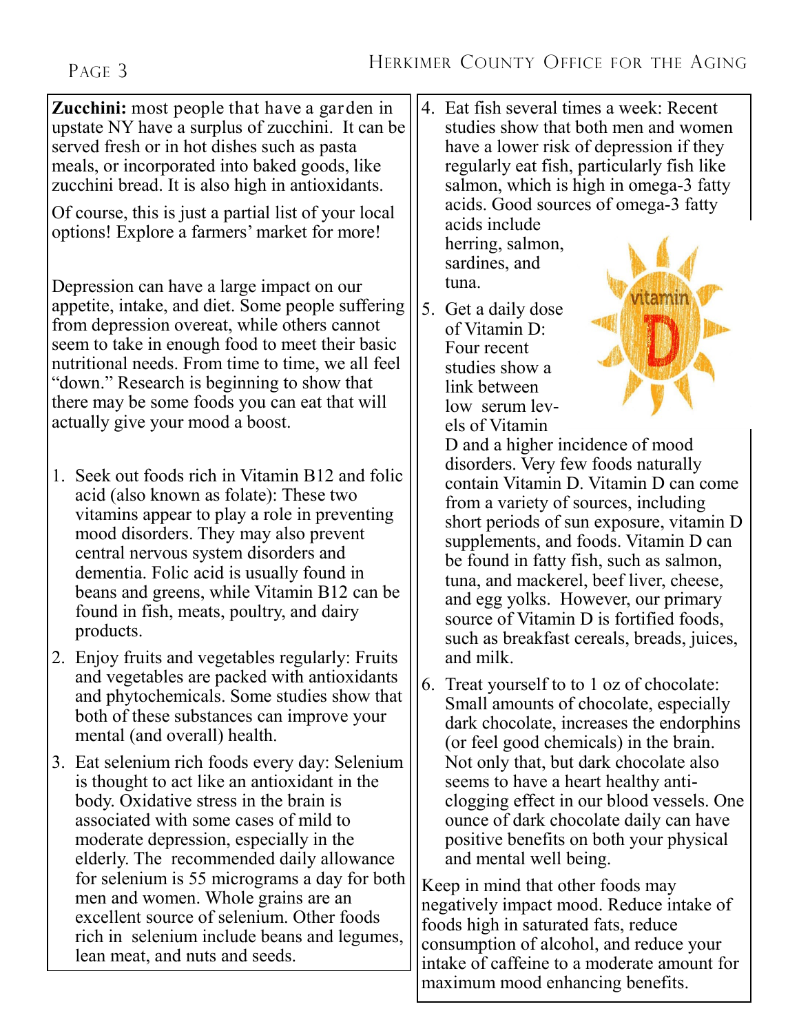**Zucchini:** most people that have a garden in upstate NY have a surplus of zucchini. It can be served fresh or in hot dishes such as pasta meals, or incorporated into baked goods, like zucchini bread. It is also high in antioxidants.

Of course, this is just a partial list of your local options! Explore a farmers' market for more!

Depression can have a large impact on our appetite, intake, and diet. Some people suffering from depression overeat, while others cannot seem to take in enough food to meet their basic nutritional needs. From time to time, we all feel "down." Research is beginning to show that there may be some foods you can eat that will actually give your mood a boost.

1. Seek out foods rich in Vitamin B12 and folic acid (also known as folate): These two vitamins appear to play a role in preventing mood disorders. They may also prevent central nervous system disorders and dementia. Folic acid is usually found in beans and greens, while Vitamin B12 can be found in fish, meats, poultry, and dairy products.
2. Enjoy fruits and vegetables regularly: Fruits and vegetables are packed with antioxidants and phytochemicals. Some studies show that both of these substances can improve your mental (and overall) health.
3. Eat selenium rich foods every day: Selenium is thought to act like an antioxidant in the body. Oxidative stress in the brain is associated with some cases of mild to moderate depression, especially in the elderly. The recommended daily allowance for selenium is 55 micrograms a day for both men and women. Whole grains are an excellent source of selenium. Other foods rich in selenium include beans and legumes, lean meat, and nuts and seeds.
4. Eat fish several times a week: Recent studies show that both men and women have a lower risk of depression if they regularly eat fish, particularly fish like salmon, which is high in omega-3 fatty acids. Good sources of omega-3 fatty acids include herring, salmon, sardines, and tuna.
5. Get a daily dose of Vitamin D: Four recent studies show a link between low serum levels of Vitamin D and a higher incidence of mood disorders. Very few foods naturally contain Vitamin D. Vitamin D can come from a variety of sources, including short periods of sun exposure, vitamin D supplements, and foods. Vitamin D can be found in fatty fish, such as salmon, tuna, and mackerel, beef liver, cheese, and egg yolks. However, our primary source of Vitamin D is fortified foods, such as breakfast cereals, breads, juices, and milk.
6. Treat yourself to to 1 oz of chocolate: Small amounts of chocolate, especially dark chocolate, increases the endorphins (or feel good chemicals) in the brain. Not only that, but dark chocolate also seems to have a heart healthy anti-clogging effect in our blood vessels. One ounce of dark chocolate daily can have positive benefits on both your physical and mental well being.

Keep in mind that other foods may negatively impact mood. Reduce intake of foods high in saturated fats, reduce consumption of alcohol, and reduce your intake of caffeine to a moderate amount for maximum mood enhancing benefits.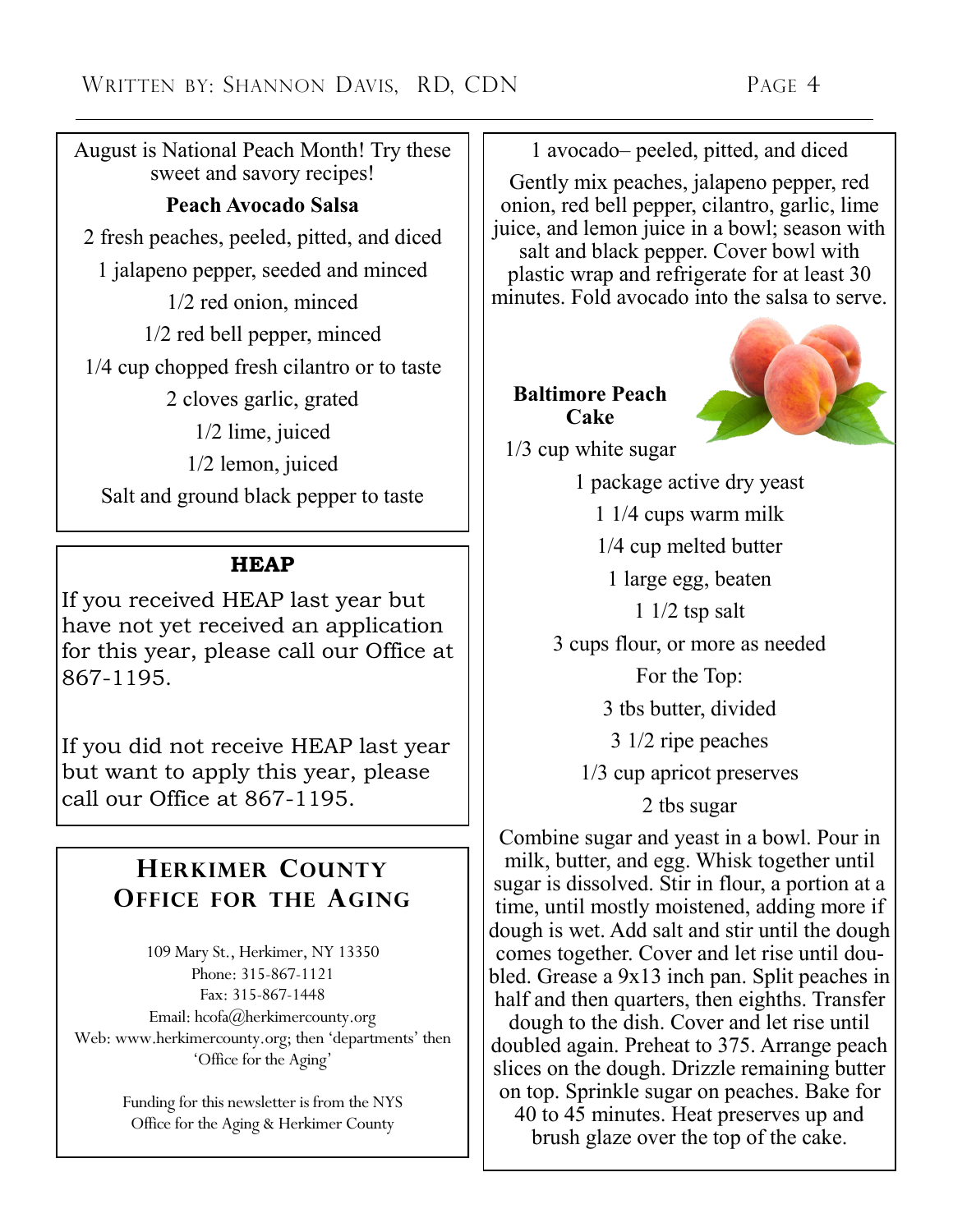August is National Peach Month! Try these sweet and savory recipes!

**Peach Avocado Salsa**

2 fresh peaches, peeled, pitted, and diced

1 jalapeno pepper, seeded and minced

1/2 red onion, minced

1/2 red bell pepper, minced

1/4 cup chopped fresh cilantro or to taste

2 cloves garlic, grated

1/2 lime, juiced

1/2 lemon, juiced

Salt and ground black pepper to taste

1 avocado– peeled, pitted, and diced

Gently mix peaches, jalapeno pepper, red onion, red bell pepper, cilantro, garlic, lime juice, and lemon juice in a bowl; season with salt and black pepper. Cover bowl with plastic wrap and refrigerate for at least 30 minutes. Fold avocado into the salsa to serve.

**Baltimore Peach Cake**

1/3 cup white sugar

1 package active dry yeast

1 1/4 cups warm milk

1/4 cup melted butter

1 large egg, beaten

1 1/2 tsp salt

3 cups flour, or more as needed

For the Top:

3 tbs butter, divided

3 1/2 ripe peaches

1/3 cup apricot preserves

2 tbs sugar

Combine sugar and yeast in a bowl. Pour in milk, butter, and egg. Whisk together until sugar is dissolved. Stir in flour, a portion at a time, until mostly moistened, adding more if dough is wet. Add salt and stir until the dough comes together. Cover and let rise until doubled. Grease a 9x13 inch pan. Split peaches in half and then quarters, then eighths. Transfer dough to the dish. Cover and let rise until doubled again. Preheat to 375. Arrange peach slices on the dough. Drizzle remaining butter on top. Sprinkle sugar on peaches. Bake for 40 to 45 minutes. Heat preserves up and brush glaze over the top of the cake.

## HEAP

If you received HEAP last year but have not yet received an application for this year, please call our Office at 867-1195.

If you did not receive HEAP last year but want to apply this year, please call our Office at 867-1195.

## Herkimer County Office for the Aging

109 Mary St., Herkimer, NY 13350
Phone: 315-867-1121
Fax: 315-867-1448
Email: hcofa@herkimercounty.org
Web: www.herkimercounty.org; then 'departments' then 'Office for the Aging'

Funding for this newsletter is from the NYS Office for the Aging & Herkimer County